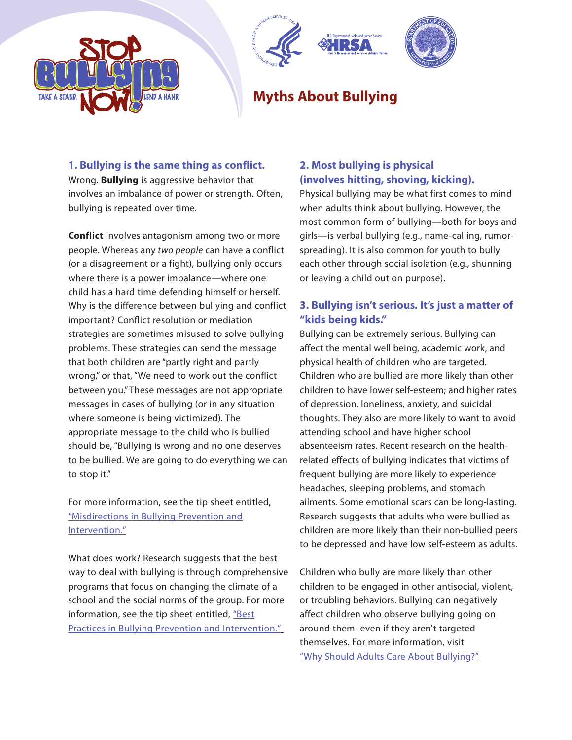# Myths About Bullying

## 1. Bullying is the same thing as conflict.

Wrong. **Bullying** is aggressive behavior that involves an imbalance of power or strength. Often, bullying is repeated over time.

**Conflict** involves antagonism among two or more people. Whereas any *two people* can have a conflict (or a disagreement or a fight), bullying only occurs where there is a power imbalance—where one child has a hard time defending himself or herself. Why is the difference between bullying and conflict important? Conflict resolution or mediation strategies are sometimes misused to solve bullying problems. These strategies can send the message that both children are "partly right and partly wrong," or that, "We need to work out the conflict between you." These messages are not appropriate messages in cases of bullying (or in any situation where someone is being victimized). The appropriate message to the child who is bullied should be, "Bullying is wrong and no one deserves to be bullied. We are going to do everything we can to stop it."

For more information, see the tip sheet entitled, "Misdirections in Bullying Prevention and Intervention."

What does work? Research suggests that the best way to deal with bullying is through comprehensive programs that focus on changing the climate of a school and the social norms of the group. For more information, see the tip sheet entitled, "Best Practices in Bullying Prevention and Intervention."

## 2. Most bullying is physical (involves hitting, shoving, kicking).

Physical bullying may be what first comes to mind when adults think about bullying. However, the most common form of bullying—both for boys and girls—is verbal bullying (e.g., name-calling, rumor-spreading). It is also common for youth to bully each other through social isolation (e.g., shunning or leaving a child out on purpose).

## 3. Bullying isn't serious. It's just a matter of "kids being kids."

Bullying can be extremely serious. Bullying can affect the mental well being, academic work, and physical health of children who are targeted. Children who are bullied are more likely than other children to have lower self-esteem; and higher rates of depression, loneliness, anxiety, and suicidal thoughts. They also are more likely to want to avoid attending school and have higher school absenteeism rates. Recent research on the health-related effects of bullying indicates that victims of frequent bullying are more likely to experience headaches, sleeping problems, and stomach ailments. Some emotional scars can be long-lasting. Research suggests that adults who were bullied as children are more likely than their non-bullied peers to be depressed and have low self-esteem as adults.

Children who bully are more likely than other children to be engaged in other antisocial, violent, or troubling behaviors. Bullying can negatively affect children who observe bullying going on around them–even if they aren't targeted themselves. For more information, visit "Why Should Adults Care About Bullying?"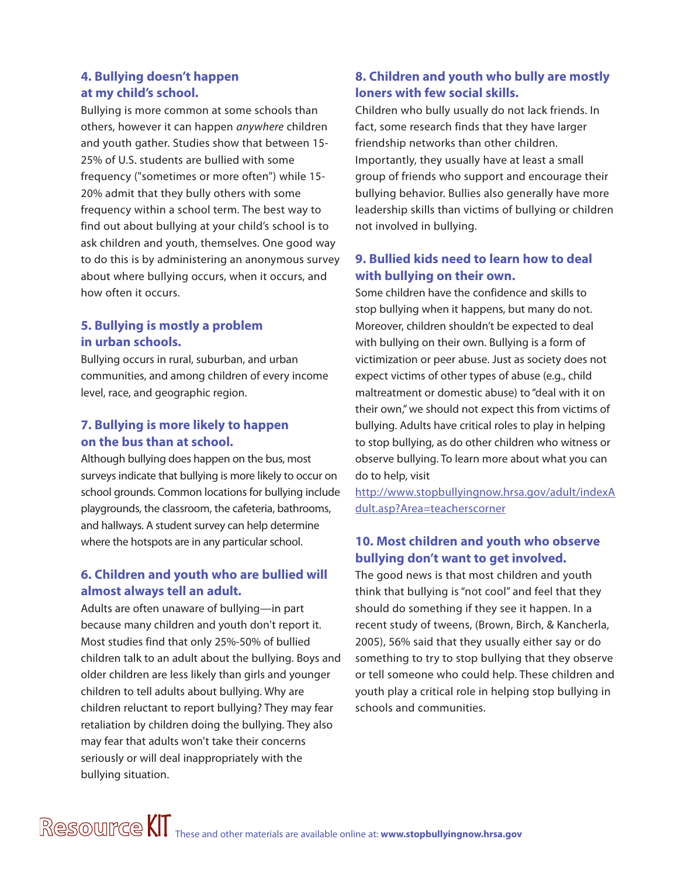### 4. Bullying doesn't happen at my child's school.

Bullying is more common at some schools than others, however it can happen *anywhere* children and youth gather. Studies show that between 15-25% of U.S. students are bullied with some frequency ("sometimes or more often") while 15-20% admit that they bully others with some frequency within a school term. The best way to find out about bullying at your child's school is to ask children and youth, themselves. One good way to do this is by administering an anonymous survey about where bullying occurs, when it occurs, and how often it occurs.

### 5. Bullying is mostly a problem in urban schools.

Bullying occurs in rural, suburban, and urban communities, and among children of every income level, race, and geographic region.

### 7. Bullying is more likely to happen on the bus than at school.

Although bullying does happen on the bus, most surveys indicate that bullying is more likely to occur on school grounds. Common locations for bullying include playgrounds, the classroom, the cafeteria, bathrooms, and hallways. A student survey can help determine where the hotspots are in any particular school.

### 6. Children and youth who are bullied will almost always tell an adult.

Adults are often unaware of bullying—in part because many children and youth don't report it. Most studies find that only 25%-50% of bullied children talk to an adult about the bullying. Boys and older children are less likely than girls and younger children to tell adults about bullying. Why are children reluctant to report bullying? They may fear retaliation by children doing the bullying. They also may fear that adults won't take their concerns seriously or will deal inappropriately with the bullying situation.

### 8. Children and youth who bully are mostly loners with few social skills.

Children who bully usually do not lack friends. In fact, some research finds that they have larger friendship networks than other children. Importantly, they usually have at least a small group of friends who support and encourage their bullying behavior. Bullies also generally have more leadership skills than victims of bullying or children not involved in bullying.

### 9. Bullied kids need to learn how to deal with bullying on their own.

Some children have the confidence and skills to stop bullying when it happens, but many do not. Moreover, children shouldn't be expected to deal with bullying on their own. Bullying is a form of victimization or peer abuse. Just as society does not expect victims of other types of abuse (e.g., child maltreatment or domestic abuse) to "deal with it on their own," we should not expect this from victims of bullying. Adults have critical roles to play in helping to stop bullying, as do other children who witness or observe bullying. To learn more about what you can do to help, visit http://www.stopbullyingnow.hrsa.gov/adult/indexAdult.asp?Area=teacherscorner

### 10. Most children and youth who observe bullying don't want to get involved.

The good news is that most children and youth think that bullying is "not cool" and feel that they should do something if they see it happen. In a recent study of tweens, (Brown, Birch, & Kancherla, 2005), 56% said that they usually either say or do something to try to stop bullying that they observe or tell someone who could help. These children and youth play a critical role in helping stop bullying in schools and communities.

Resource KIT These and other materials are available online at: **www.stopbullyingnow.hrsa.gov**